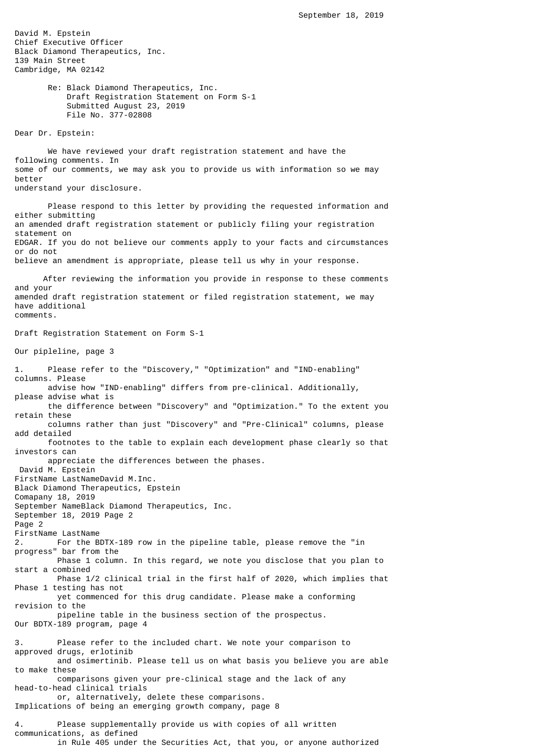September 18, 2019

David M. Epstein
Chief Executive Officer
Black Diamond Therapeutics, Inc.
139 Main Street
Cambridge, MA 02142

Re: Black Diamond Therapeutics, Inc.
Draft Registration Statement on Form S-1
Submitted August 23, 2019
File No. 377-02808

Dear Dr. Epstein:

We have reviewed your draft registration statement and have the following comments. In some of our comments, we may ask you to provide us with information so we may better understand your disclosure.

Please respond to this letter by providing the requested information and either submitting an amended draft registration statement or publicly filing your registration statement on EDGAR. If you do not believe our comments apply to your facts and circumstances or do not believe an amendment is appropriate, please tell us why in your response.

After reviewing the information you provide in response to these comments and your amended draft registration statement or filed registration statement, we may have additional comments.

Draft Registration Statement on Form S-1

Our pipleline, page 3

1. Please refer to the "Discovery," "Optimization" and "IND-enabling" columns. Please advise how "IND-enabling" differs from pre-clinical. Additionally, please advise what is the difference between "Discovery" and "Optimization." To the extent you retain these columns rather than just "Discovery" and "Pre-Clinical" columns, please add detailed footnotes to the table to explain each development phase clearly so that investors can appreciate the differences between the phases.

2. For the BDTX-189 row in the pipeline table, please remove the "in progress" bar from the Phase 1 column. In this regard, we note you disclose that you plan to start a combined Phase 1/2 clinical trial in the first half of 2020, which implies that Phase 1 testing has not yet commenced for this drug candidate. Please make a conforming revision to the pipeline table in the business section of the prospectus.

Our BDTX-189 program, page 4

3. Please refer to the included chart. We note your comparison to approved drugs, erlotinib and osimertinib. Please tell us on what basis you believe you are able to make these comparisons given your pre-clinical stage and the lack of any head-to-head clinical trials or, alternatively, delete these comparisons.

Implications of being an emerging growth company, page 8

4. Please supplementally provide us with copies of all written communications, as defined in Rule 405 under the Securities Act, that you, or anyone authorized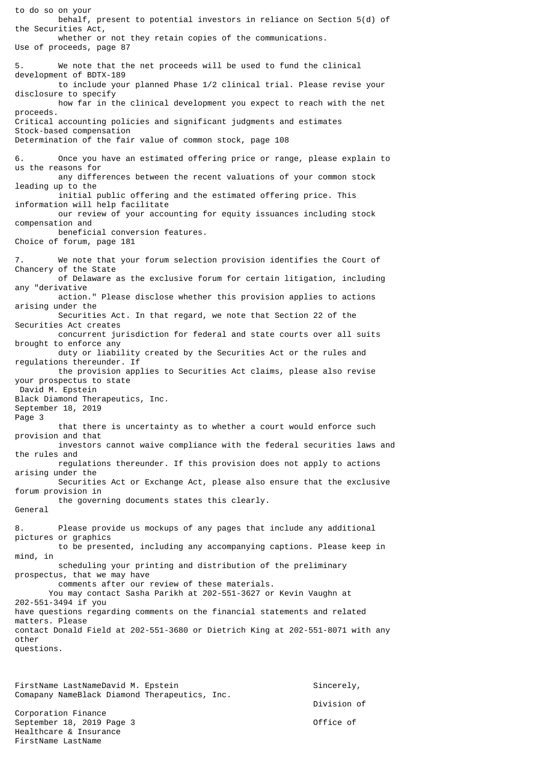to do so on your behalf, present to potential investors in reliance on Section 5(d) of the Securities Act, whether or not they retain copies of the communications.

Use of proceeds, page 87

5. We note that the net proceeds will be used to fund the clinical development of BDTX-189 to include your planned Phase 1/2 clinical trial. Please revise your disclosure to specify how far in the clinical development you expect to reach with the net proceeds.

Critical accounting policies and significant judgments and estimates
Stock-based compensation
Determination of the fair value of common stock, page 108

6. Once you have an estimated offering price or range, please explain to us the reasons for any differences between the recent valuations of your common stock leading up to the initial public offering and the estimated offering price. This information will help facilitate our review of your accounting for equity issuances including stock compensation and beneficial conversion features.

Choice of forum, page 181

7. We note that your forum selection provision identifies the Court of Chancery of the State of Delaware as the exclusive forum for certain litigation, including any "derivative action." Please disclose whether this provision applies to actions arising under the Securities Act. In that regard, we note that Section 22 of the Securities Act creates concurrent jurisdiction for federal and state courts over all suits brought to enforce any duty or liability created by the Securities Act or the rules and regulations thereunder. If the provision applies to Securities Act claims, please also revise your prospectus to state that there is uncertainty as to whether a court would enforce such provision and that investors cannot waive compliance with the federal securities laws and the rules and regulations thereunder. If this provision does not apply to actions arising under the Securities Act or Exchange Act, please also ensure that the exclusive forum provision in the governing documents states this clearly.

General

8. Please provide us mockups of any pages that include any additional pictures or graphics to be presented, including any accompanying captions. Please keep in mind, in scheduling your printing and distribution of the preliminary prospectus, that we may have comments after our review of these materials.

You may contact Sasha Parikh at 202-551-3627 or Kevin Vaughn at 202-551-3494 if you have questions regarding comments on the financial statements and related matters. Please contact Donald Field at 202-551-3680 or Dietrich King at 202-551-8071 with any other questions.

Sincerely,

Division of Corporation Finance
Office of Healthcare & Insurance